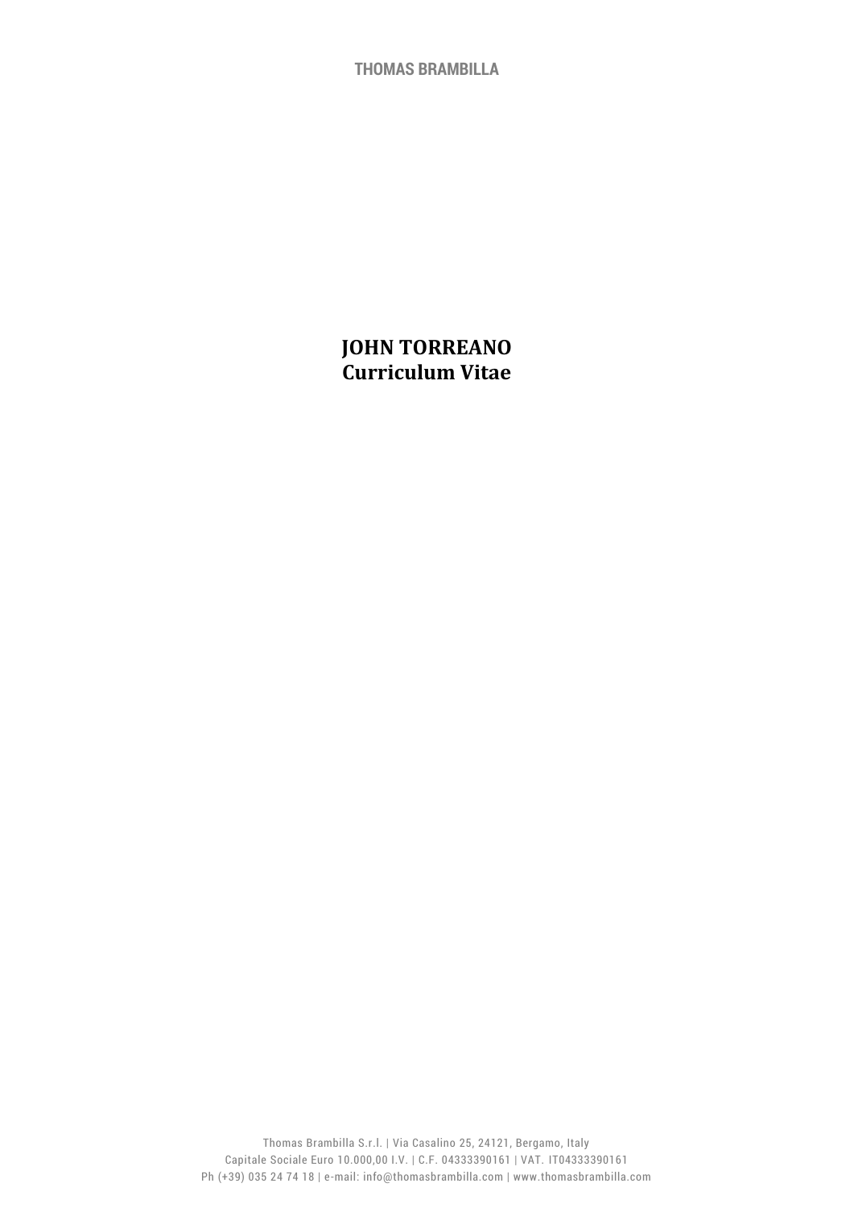# JOHN TORREANO
## Curriculum Vitae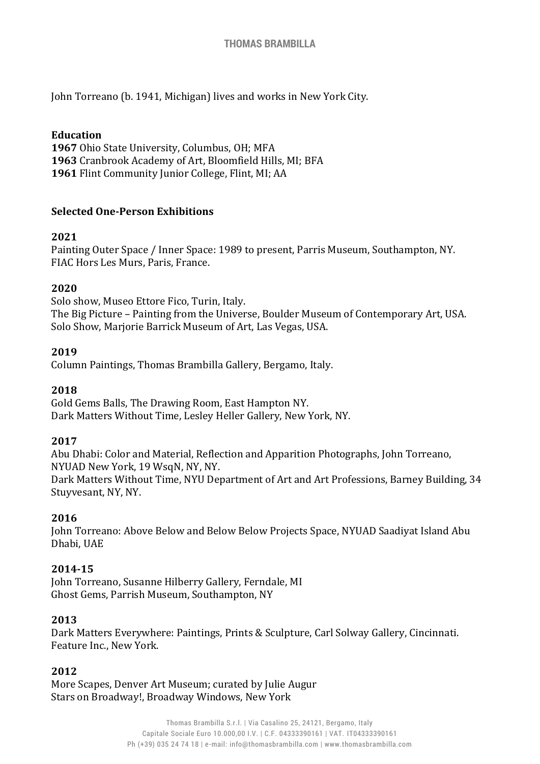John Torreano (b. 1941, Michigan) lives and works in New York City.

**Education**
**1967** Ohio State University, Columbus, OH; MFA
**1963** Cranbrook Academy of Art, Bloomfield Hills, MI; BFA
**1961** Flint Community Junior College, Flint, MI; AA

**Selected One-Person Exhibitions**

**2021**
Painting Outer Space / Inner Space: 1989 to present, Parris Museum, Southampton, NY.
FIAC Hors Les Murs, Paris, France.

**2020**
Solo show, Museo Ettore Fico, Turin, Italy.
The Big Picture – Painting from the Universe, Boulder Museum of Contemporary Art, USA.
Solo Show, Marjorie Barrick Museum of Art, Las Vegas, USA.

**2019**
Column Paintings, Thomas Brambilla Gallery, Bergamo, Italy.

**2018**
Gold Gems Balls, The Drawing Room, East Hampton NY.
Dark Matters Without Time, Lesley Heller Gallery, New York, NY.

**2017**
Abu Dhabi: Color and Material, Reflection and Apparition Photographs, John Torreano, NYUAD New York, 19 WsqN, NY, NY.
Dark Matters Without Time, NYU Department of Art and Art Professions, Barney Building, 34 Stuyvesant, NY, NY.

**2016**
John Torreano: Above Below and Below Below Projects Space, NYUAD Saadiyat Island Abu Dhabi, UAE

**2014-15**
John Torreano, Susanne Hilberry Gallery, Ferndale, MI
Ghost Gems, Parrish Museum, Southampton, NY

**2013**
Dark Matters Everywhere: Paintings, Prints & Sculpture, Carl Solway Gallery, Cincinnati.
Feature Inc., New York.

**2012**
More Scapes, Denver Art Museum; curated by Julie Augur
Stars on Broadway!, Broadway Windows, New York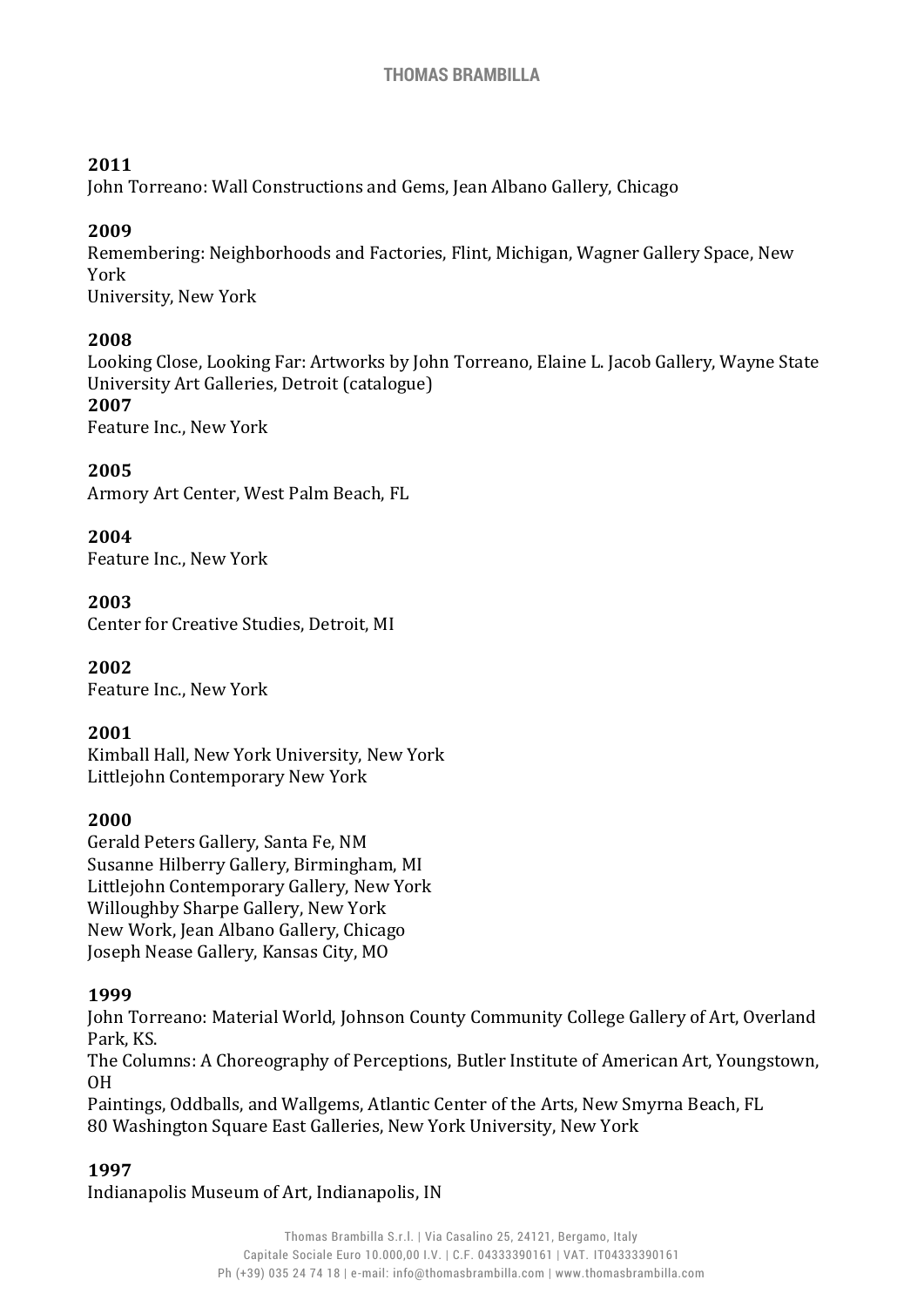**2011**
John Torreano: Wall Constructions and Gems, Jean Albano Gallery, Chicago

**2009**
Remembering: Neighborhoods and Factories, Flint, Michigan, Wagner Gallery Space, New York
University, New York

**2008**
Looking Close, Looking Far: Artworks by John Torreano, Elaine L. Jacob Gallery, Wayne State University Art Galleries, Detroit (catalogue)

**2007**
Feature Inc., New York

**2005**
Armory Art Center, West Palm Beach, FL

**2004**
Feature Inc., New York

**2003**
Center for Creative Studies, Detroit, MI

**2002**
Feature Inc., New York

**2001**
Kimball Hall, New York University, New York
Littlejohn Contemporary New York

**2000**
Gerald Peters Gallery, Santa Fe, NM
Susanne Hilberry Gallery, Birmingham, MI
Littlejohn Contemporary Gallery, New York
Willoughby Sharpe Gallery, New York
New Work, Jean Albano Gallery, Chicago
Joseph Nease Gallery, Kansas City, MO

**1999**
John Torreano: Material World, Johnson County Community College Gallery of Art, Overland Park, KS.
The Columns: A Choreography of Perceptions, Butler Institute of American Art, Youngstown, OH
Paintings, Oddballs, and Wallgems, Atlantic Center of the Arts, New Smyrna Beach, FL
80 Washington Square East Galleries, New York University, New York

**1997**
Indianapolis Museum of Art, Indianapolis, IN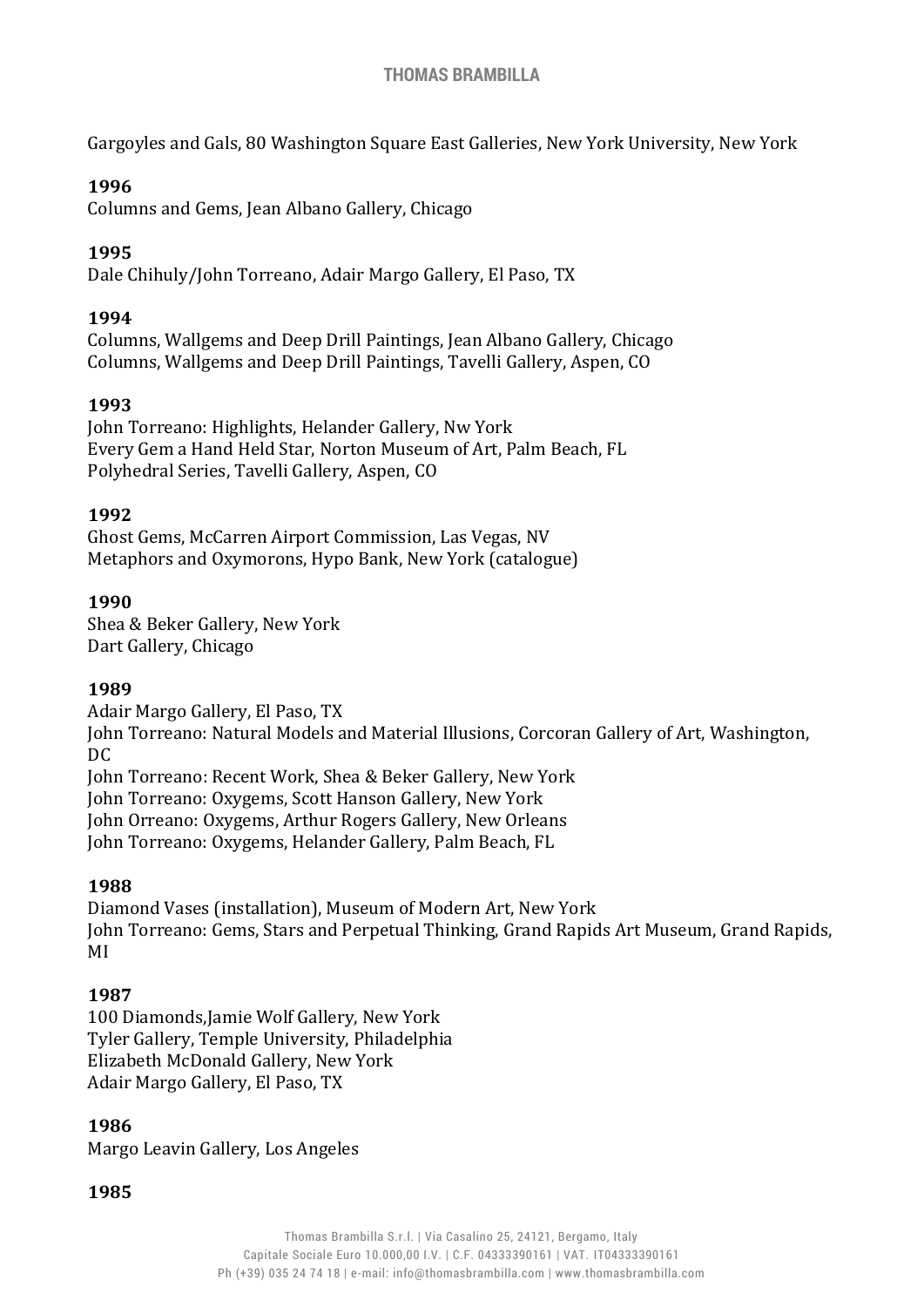Gargoyles and Gals, 80 Washington Square East Galleries, New York University, New York

**1996**
Columns and Gems, Jean Albano Gallery, Chicago

**1995**
Dale Chihuly/John Torreano, Adair Margo Gallery, El Paso, TX

**1994**
Columns, Wallgems and Deep Drill Paintings, Jean Albano Gallery, Chicago
Columns, Wallgems and Deep Drill Paintings, Tavelli Gallery, Aspen, CO

**1993**
John Torreano: Highlights, Helander Gallery, Nw York
Every Gem a Hand Held Star, Norton Museum of Art, Palm Beach, FL
Polyhedral Series, Tavelli Gallery, Aspen, CO

**1992**
Ghost Gems, McCarren Airport Commission, Las Vegas, NV
Metaphors and Oxymorons, Hypo Bank, New York (catalogue)

**1990**
Shea & Beker Gallery, New York
Dart Gallery, Chicago

**1989**
Adair Margo Gallery, El Paso, TX
John Torreano: Natural Models and Material Illusions, Corcoran Gallery of Art, Washington, DC
John Torreano: Recent Work, Shea & Beker Gallery, New York
John Torreano: Oxygems, Scott Hanson Gallery, New York
John Orreano: Oxygems, Arthur Rogers Gallery, New Orleans
John Torreano: Oxygems, Helander Gallery, Palm Beach, FL

**1988**
Diamond Vases (installation), Museum of Modern Art, New York
John Torreano: Gems, Stars and Perpetual Thinking, Grand Rapids Art Museum, Grand Rapids, MI

**1987**
100 Diamonds,Jamie Wolf Gallery, New York
Tyler Gallery, Temple University, Philadelphia
Elizabeth McDonald Gallery, New York
Adair Margo Gallery, El Paso, TX

**1986**
Margo Leavin Gallery, Los Angeles

**1985**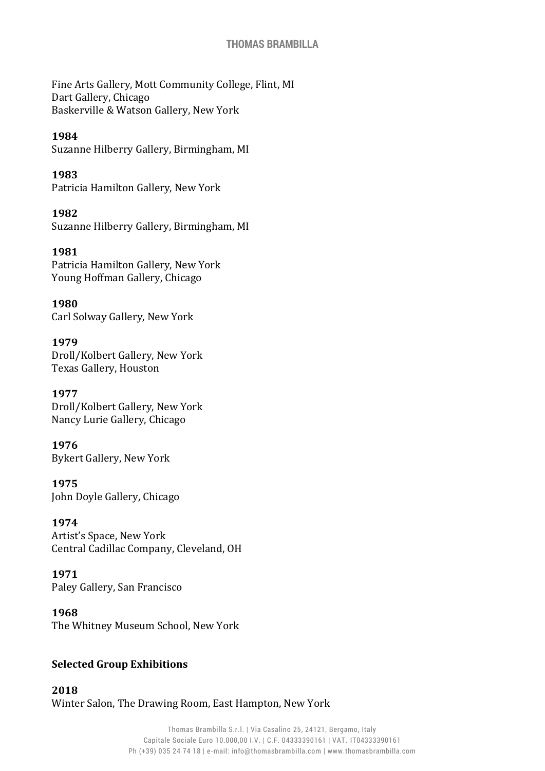Fine Arts Gallery, Mott Community College, Flint, MI
Dart Gallery, Chicago
Baskerville & Watson Gallery, New York

**1984**
Suzanne Hilberry Gallery, Birmingham, MI

**1983**
Patricia Hamilton Gallery, New York

**1982**
Suzanne Hilberry Gallery, Birmingham, MI

**1981**
Patricia Hamilton Gallery, New York
Young Hoffman Gallery, Chicago

**1980**
Carl Solway Gallery, New York

**1979**
Droll/Kolbert Gallery, New York
Texas Gallery, Houston

**1977**
Droll/Kolbert Gallery, New York
Nancy Lurie Gallery, Chicago

**1976**
Bykert Gallery, New York

**1975**
John Doyle Gallery, Chicago

**1974**
Artist's Space, New York
Central Cadillac Company, Cleveland, OH

**1971**
Paley Gallery, San Francisco

**1968**
The Whitney Museum School, New York

## Selected Group Exhibitions

**2018**
Winter Salon, The Drawing Room, East Hampton, New York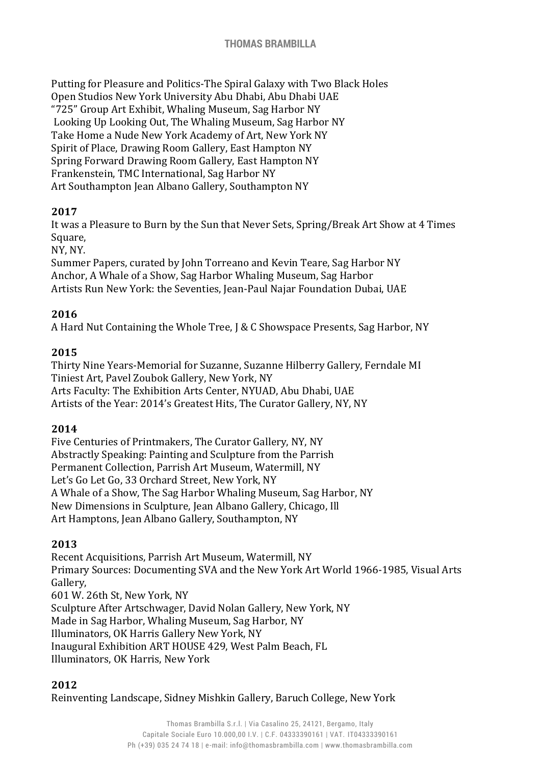Putting for Pleasure and Politics-The Spiral Galaxy with Two Black Holes
Open Studios New York University Abu Dhabi, Abu Dhabi UAE
"725" Group Art Exhibit, Whaling Museum, Sag Harbor NY
Looking Up Looking Out, The Whaling Museum, Sag Harbor NY
Take Home a Nude New York Academy of Art, New York NY
Spirit of Place, Drawing Room Gallery, East Hampton NY
Spring Forward Drawing Room Gallery, East Hampton NY
Frankenstein, TMC International, Sag Harbor NY
Art Southampton Jean Albano Gallery, Southampton NY

**2017**

It was a Pleasure to Burn by the Sun that Never Sets, Spring/Break Art Show at 4 Times Square,
NY, NY.
Summer Papers, curated by John Torreano and Kevin Teare, Sag Harbor NY
Anchor, A Whale of a Show, Sag Harbor Whaling Museum, Sag Harbor
Artists Run New York: the Seventies, Jean-Paul Najar Foundation Dubai, UAE

**2016**

A Hard Nut Containing the Whole Tree, J & C Showspace Presents, Sag Harbor, NY

**2015**

Thirty Nine Years-Memorial for Suzanne, Suzanne Hilberry Gallery, Ferndale MI
Tiniest Art, Pavel Zoubok Gallery, New York, NY
Arts Faculty: The Exhibition Arts Center, NYUAD, Abu Dhabi, UAE
Artists of the Year: 2014's Greatest Hits, The Curator Gallery, NY, NY

**2014**

Five Centuries of Printmakers, The Curator Gallery, NY, NY
Abstractly Speaking: Painting and Sculpture from the Parrish
Permanent Collection, Parrish Art Museum, Watermill, NY
Let's Go Let Go, 33 Orchard Street, New York, NY
A Whale of a Show, The Sag Harbor Whaling Museum, Sag Harbor, NY
New Dimensions in Sculpture, Jean Albano Gallery, Chicago, Ill
Art Hamptons, Jean Albano Gallery, Southampton, NY

**2013**

Recent Acquisitions, Parrish Art Museum, Watermill, NY
Primary Sources: Documenting SVA and the New York Art World 1966-1985, Visual Arts Gallery,
601 W. 26th St, New York, NY
Sculpture After Artschwager, David Nolan Gallery, New York, NY
Made in Sag Harbor, Whaling Museum, Sag Harbor, NY
Illuminators, OK Harris Gallery New York, NY
Inaugural Exhibition ART HOUSE 429, West Palm Beach, FL
Illuminators, OK Harris, New York

**2012**

Reinventing Landscape, Sidney Mishkin Gallery, Baruch College, New York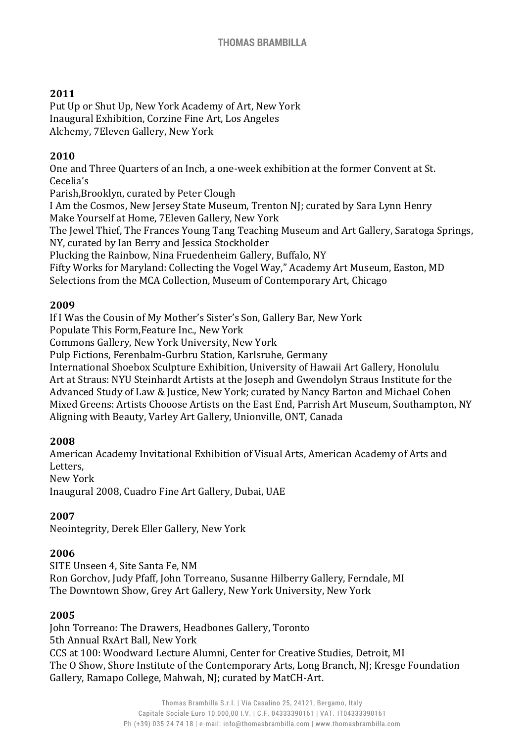**2011**
Put Up or Shut Up, New York Academy of Art, New York
Inaugural Exhibition, Corzine Fine Art, Los Angeles
Alchemy, 7Eleven Gallery, New York

**2010**
One and Three Quarters of an Inch, a one-week exhibition at the former Convent at St. Cecelia's
Parish,Brooklyn, curated by Peter Clough
I Am the Cosmos, New Jersey State Museum, Trenton NJ; curated by Sara Lynn Henry
Make Yourself at Home, 7Eleven Gallery, New York
The Jewel Thief, The Frances Young Tang Teaching Museum and Art Gallery, Saratoga Springs, NY, curated by Ian Berry and Jessica Stockholder
Plucking the Rainbow, Nina Fruedenheim Gallery, Buffalo, NY
Fifty Works for Maryland: Collecting the Vogel Way," Academy Art Museum, Easton, MD
Selections from the MCA Collection, Museum of Contemporary Art, Chicago

**2009**
If I Was the Cousin of My Mother's Sister's Son, Gallery Bar, New York
Populate This Form,Feature Inc., New York
Commons Gallery, New York University, New York
Pulp Fictions, Ferenbalm-Gurbru Station, Karlsruhe, Germany
International Shoebox Sculpture Exhibition, University of Hawaii Art Gallery, Honolulu
Art at Straus: NYU Steinhardt Artists at the Joseph and Gwendolyn Straus Institute for the Advanced Study of Law & Justice, New York; curated by Nancy Barton and Michael Cohen
Mixed Greens: Artists Chooose Artists on the East End, Parrish Art Museum, Southampton, NY
Aligning with Beauty, Varley Art Gallery, Unionville, ONT, Canada

**2008**
American Academy Invitational Exhibition of Visual Arts, American Academy of Arts and Letters,
New York
Inaugural 2008, Cuadro Fine Art Gallery, Dubai, UAE

**2007**
Neointegrity, Derek Eller Gallery, New York

**2006**
SITE Unseen 4, Site Santa Fe, NM
Ron Gorchov, Judy Pfaff, John Torreano, Susanne Hilberry Gallery, Ferndale, MI
The Downtown Show, Grey Art Gallery, New York University, New York

**2005**
John Torreano: The Drawers, Headbones Gallery, Toronto
5th Annual RxArt Ball, New York
CCS at 100: Woodward Lecture Alumni, Center for Creative Studies, Detroit, MI
The O Show, Shore Institute of the Contemporary Arts, Long Branch, NJ; Kresge Foundation Gallery, Ramapo College, Mahwah, NJ; curated by MatCH-Art.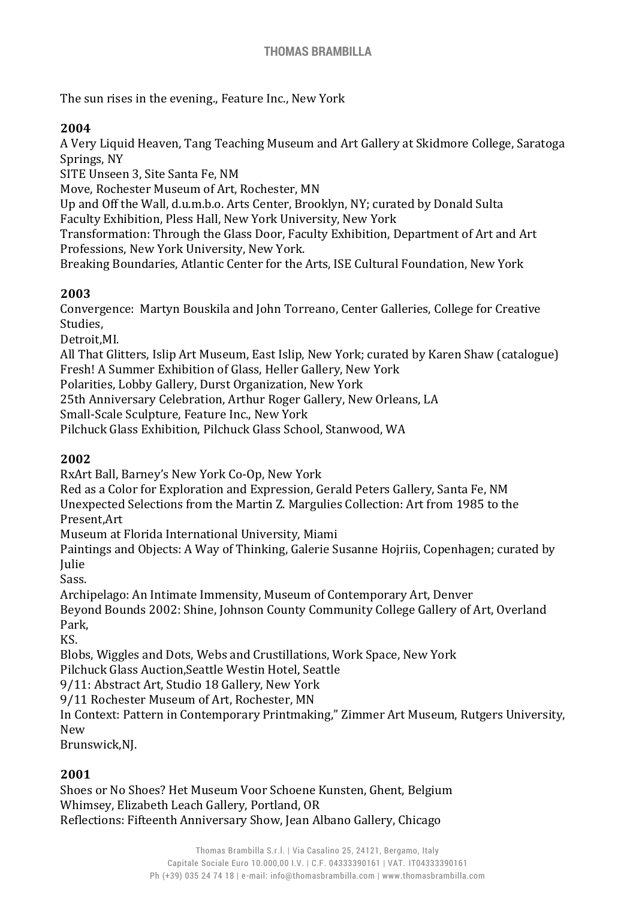The sun rises in the evening., Feature Inc., New York

**2004**

A Very Liquid Heaven, Tang Teaching Museum and Art Gallery at Skidmore College, Saratoga Springs, NY
SITE Unseen 3, Site Santa Fe, NM
Move, Rochester Museum of Art, Rochester, MN
Up and Off the Wall, d.u.m.b.o. Arts Center, Brooklyn, NY; curated by Donald Sulta
Faculty Exhibition, Pless Hall, New York University, New York
Transformation: Through the Glass Door, Faculty Exhibition, Department of Art and Art Professions, New York University, New York.
Breaking Boundaries, Atlantic Center for the Arts, ISE Cultural Foundation, New York

**2003**

Convergence: Martyn Bouskila and John Torreano, Center Galleries, College for Creative Studies,
Detroit,MI.
All That Glitters, Islip Art Museum, East Islip, New York; curated by Karen Shaw (catalogue)
Fresh! A Summer Exhibition of Glass, Heller Gallery, New York
Polarities, Lobby Gallery, Durst Organization, New York
25th Anniversary Celebration, Arthur Roger Gallery, New Orleans, LA
Small-Scale Sculpture, Feature Inc., New York
Pilchuck Glass Exhibition, Pilchuck Glass School, Stanwood, WA

**2002**

RxArt Ball, Barney's New York Co-Op, New York
Red as a Color for Exploration and Expression, Gerald Peters Gallery, Santa Fe, NM
Unexpected Selections from the Martin Z. Margulies Collection: Art from 1985 to the Present,Art
Museum at Florida International University, Miami
Paintings and Objects: A Way of Thinking, Galerie Susanne Hojriis, Copenhagen; curated by Julie
Sass.
Archipelago: An Intimate Immensity, Museum of Contemporary Art, Denver
Beyond Bounds 2002: Shine, Johnson County Community College Gallery of Art, Overland Park,
KS.
Blobs, Wiggles and Dots, Webs and Crustillations, Work Space, New York
Pilchuck Glass Auction,Seattle Westin Hotel, Seattle
9/11: Abstract Art, Studio 18 Gallery, New York
9/11 Rochester Museum of Art, Rochester, MN
In Context: Pattern in Contemporary Printmaking," Zimmer Art Museum, Rutgers University, New
Brunswick,NJ.

**2001**

Shoes or No Shoes? Het Museum Voor Schoene Kunsten, Ghent, Belgium
Whimsey, Elizabeth Leach Gallery, Portland, OR
Reflections: Fifteenth Anniversary Show, Jean Albano Gallery, Chicago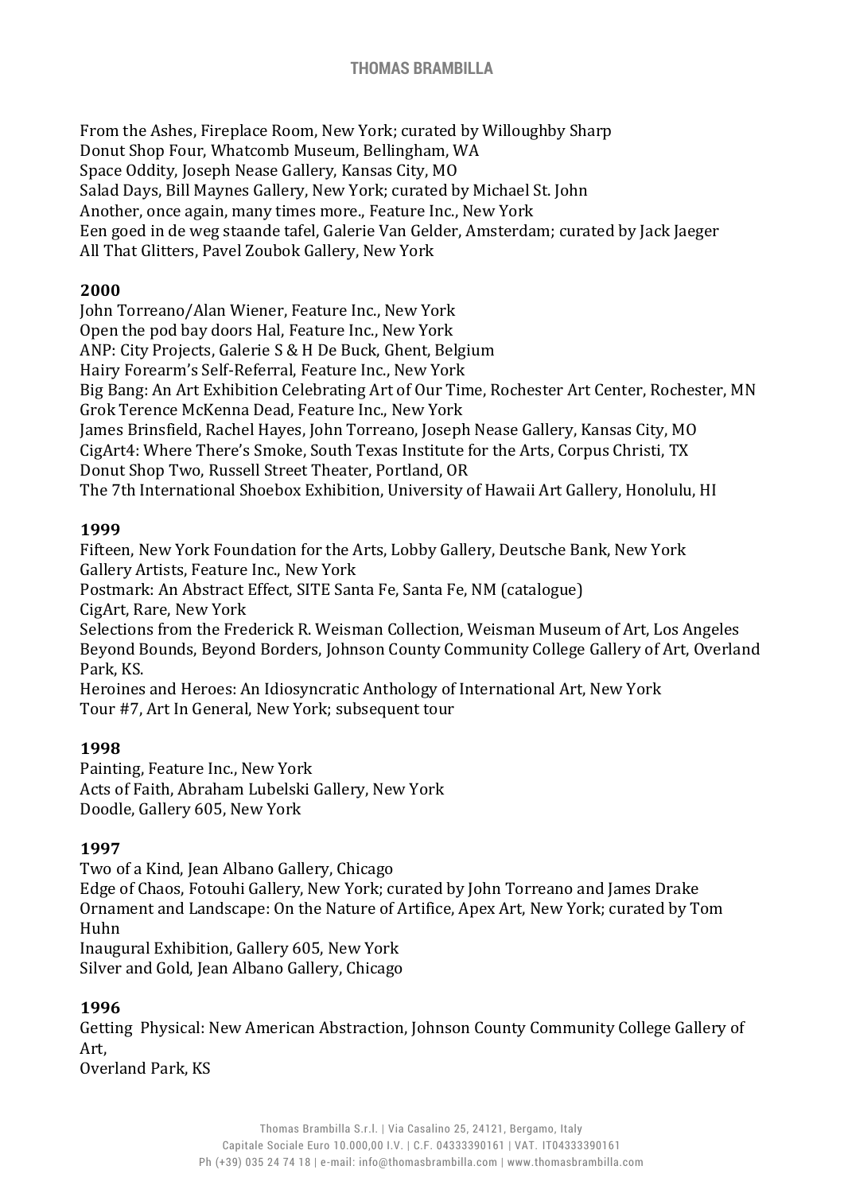From the Ashes, Fireplace Room, New York; curated by Willoughby Sharp
Donut Shop Four, Whatcomb Museum, Bellingham, WA
Space Oddity, Joseph Nease Gallery, Kansas City, MO
Salad Days, Bill Maynes Gallery, New York; curated by Michael St. John
Another, once again, many times more., Feature Inc., New York
Een goed in de weg staande tafel, Galerie Van Gelder, Amsterdam; curated by Jack Jaeger
All That Glitters, Pavel Zoubok Gallery, New York

**2000**

John Torreano/Alan Wiener, Feature Inc., New York
Open the pod bay doors Hal, Feature Inc., New York
ANP: City Projects, Galerie S & H De Buck, Ghent, Belgium
Hairy Forearm's Self-Referral, Feature Inc., New York
Big Bang: An Art Exhibition Celebrating Art of Our Time, Rochester Art Center, Rochester, MN
Grok Terence McKenna Dead, Feature Inc., New York
James Brinsfield, Rachel Hayes, John Torreano, Joseph Nease Gallery, Kansas City, MO
CigArt4: Where There's Smoke, South Texas Institute for the Arts, Corpus Christi, TX
Donut Shop Two, Russell Street Theater, Portland, OR
The 7th International Shoebox Exhibition, University of Hawaii Art Gallery, Honolulu, HI

**1999**

Fifteen, New York Foundation for the Arts, Lobby Gallery, Deutsche Bank, New York
Gallery Artists, Feature Inc., New York
Postmark: An Abstract Effect, SITE Santa Fe, Santa Fe, NM (catalogue)
CigArt, Rare, New York
Selections from the Frederick R. Weisman Collection, Weisman Museum of Art, Los Angeles
Beyond Bounds, Beyond Borders, Johnson County Community College Gallery of Art, Overland Park, KS.
Heroines and Heroes: An Idiosyncratic Anthology of International Art, New York
Tour #7, Art In General, New York; subsequent tour

**1998**

Painting, Feature Inc., New York
Acts of Faith, Abraham Lubelski Gallery, New York
Doodle, Gallery 605, New York

**1997**

Two of a Kind, Jean Albano Gallery, Chicago
Edge of Chaos, Fotouhi Gallery, New York; curated by John Torreano and James Drake
Ornament and Landscape: On the Nature of Artifice, Apex Art, New York; curated by Tom Huhn
Inaugural Exhibition, Gallery 605, New York
Silver and Gold, Jean Albano Gallery, Chicago

**1996**

Getting Physical: New American Abstraction, Johnson County Community College Gallery of Art,
Overland Park, KS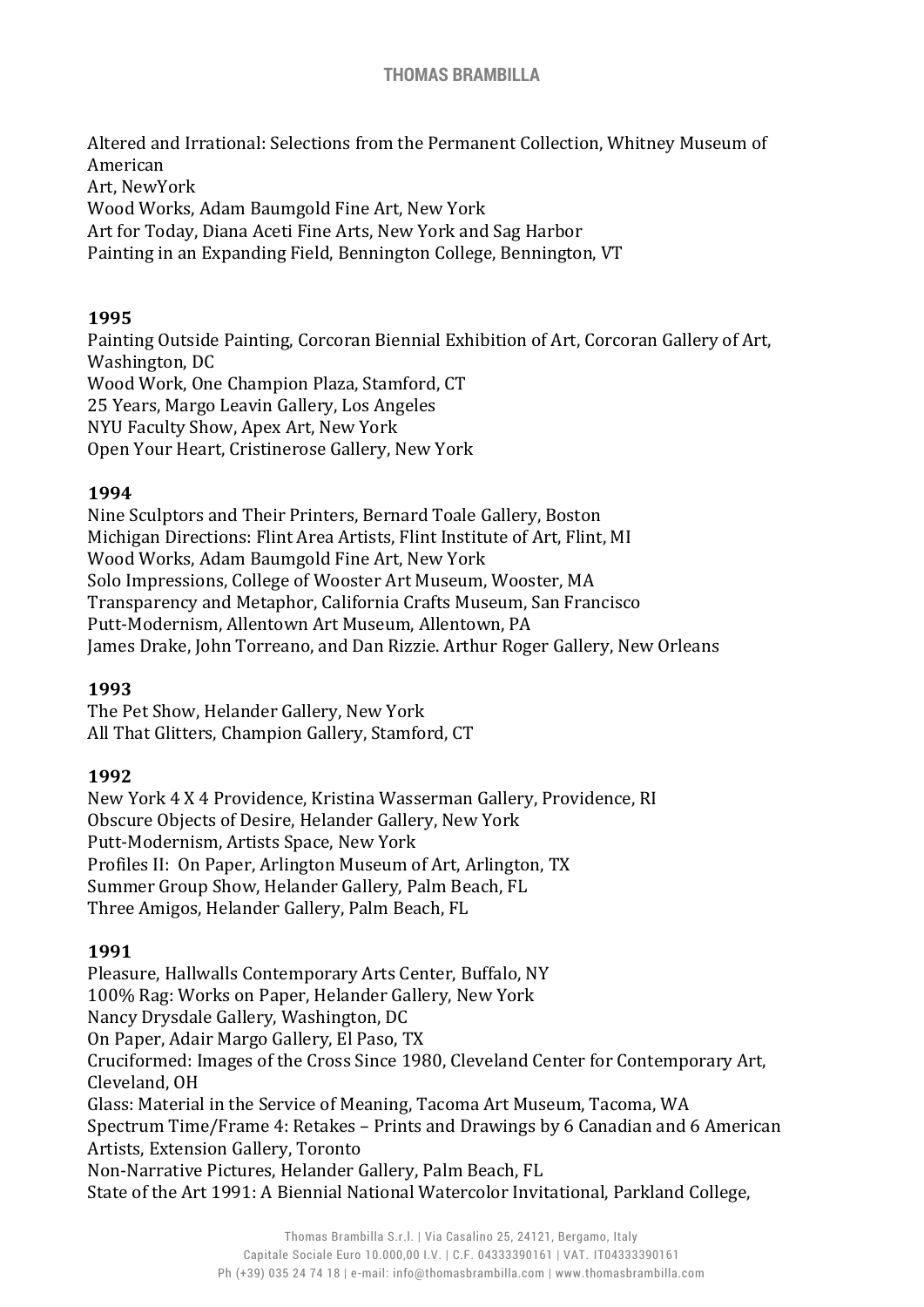Altered and Irrational: Selections from the Permanent Collection, Whitney Museum of American
Art, NewYork
Wood Works, Adam Baumgold Fine Art, New York
Art for Today, Diana Aceti Fine Arts, New York and Sag Harbor
Painting in an Expanding Field, Bennington College, Bennington, VT

**1995**
Painting Outside Painting, Corcoran Biennial Exhibition of Art, Corcoran Gallery of Art, Washington, DC
Wood Work, One Champion Plaza, Stamford, CT
25 Years, Margo Leavin Gallery, Los Angeles
NYU Faculty Show, Apex Art, New York
Open Your Heart, Cristinerose Gallery, New York

**1994**
Nine Sculptors and Their Printers, Bernard Toale Gallery, Boston
Michigan Directions: Flint Area Artists, Flint Institute of Art, Flint, MI
Wood Works, Adam Baumgold Fine Art, New York
Solo Impressions, College of Wooster Art Museum, Wooster, MA
Transparency and Metaphor, California Crafts Museum, San Francisco
Putt-Modernism, Allentown Art Museum, Allentown, PA
James Drake, John Torreano, and Dan Rizzie. Arthur Roger Gallery, New Orleans

**1993**
The Pet Show, Helander Gallery, New York
All That Glitters, Champion Gallery, Stamford, CT

**1992**
New York 4 X 4 Providence, Kristina Wasserman Gallery, Providence, RI
Obscure Objects of Desire, Helander Gallery, New York
Putt-Modernism, Artists Space, New York
Profiles II: On Paper, Arlington Museum of Art, Arlington, TX
Summer Group Show, Helander Gallery, Palm Beach, FL
Three Amigos, Helander Gallery, Palm Beach, FL

**1991**
Pleasure, Hallwalls Contemporary Arts Center, Buffalo, NY
100% Rag: Works on Paper, Helander Gallery, New York
Nancy Drysdale Gallery, Washington, DC
On Paper, Adair Margo Gallery, El Paso, TX
Cruciformed: Images of the Cross Since 1980, Cleveland Center for Contemporary Art, Cleveland, OH
Glass: Material in the Service of Meaning, Tacoma Art Museum, Tacoma, WA
Spectrum Time/Frame 4: Retakes – Prints and Drawings by 6 Canadian and 6 American Artists, Extension Gallery, Toronto
Non-Narrative Pictures, Helander Gallery, Palm Beach, FL
State of the Art 1991: A Biennial National Watercolor Invitational, Parkland College,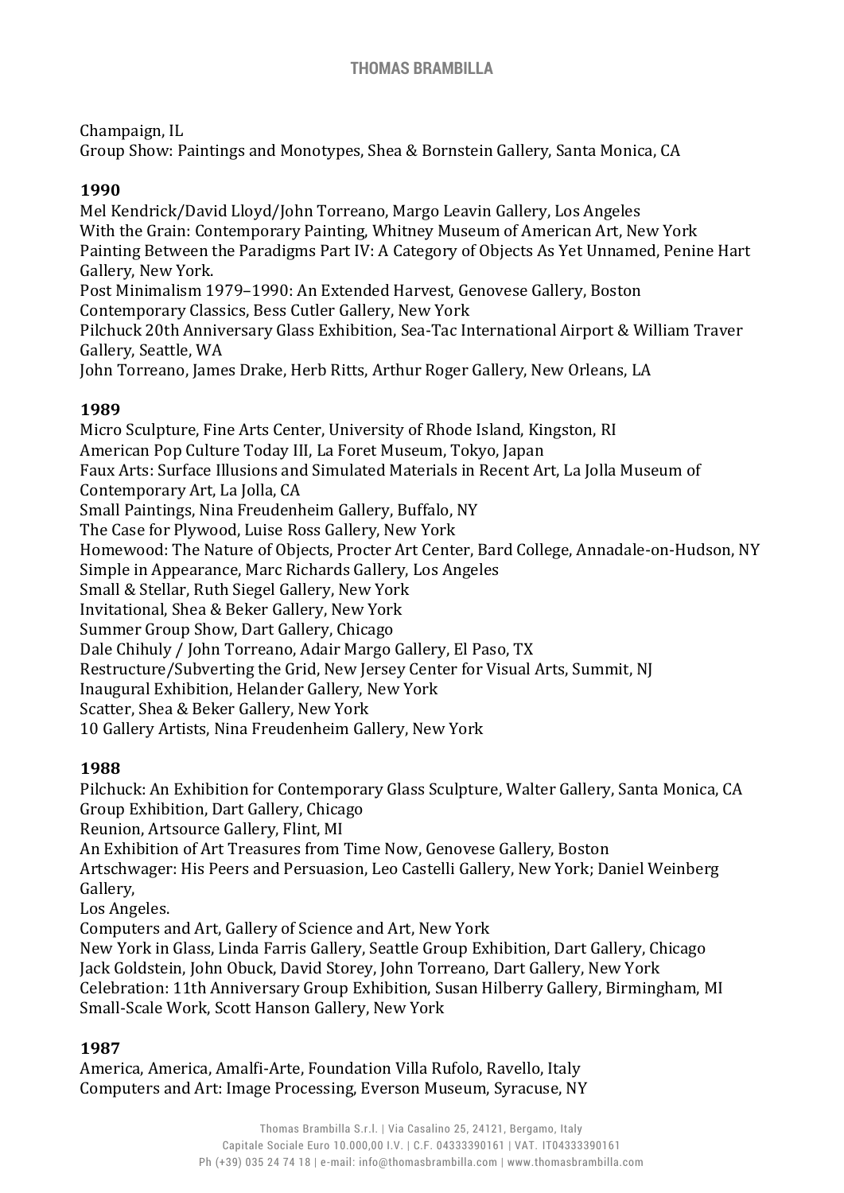Champaign, IL
Group Show: Paintings and Monotypes, Shea & Bornstein Gallery, Santa Monica, CA

**1990**

Mel Kendrick/David Lloyd/John Torreano, Margo Leavin Gallery, Los Angeles
With the Grain: Contemporary Painting, Whitney Museum of American Art, New York
Painting Between the Paradigms Part IV: A Category of Objects As Yet Unnamed, Penine Hart Gallery, New York.
Post Minimalism 1979–1990: An Extended Harvest, Genovese Gallery, Boston
Contemporary Classics, Bess Cutler Gallery, New York
Pilchuck 20th Anniversary Glass Exhibition, Sea-Tac International Airport & William Traver Gallery, Seattle, WA
John Torreano, James Drake, Herb Ritts, Arthur Roger Gallery, New Orleans, LA

**1989**

Micro Sculpture, Fine Arts Center, University of Rhode Island, Kingston, RI
American Pop Culture Today III, La Foret Museum, Tokyo, Japan
Faux Arts: Surface Illusions and Simulated Materials in Recent Art, La Jolla Museum of Contemporary Art, La Jolla, CA
Small Paintings, Nina Freudenheim Gallery, Buffalo, NY
The Case for Plywood, Luise Ross Gallery, New York
Homewood: The Nature of Objects, Procter Art Center, Bard College, Annadale-on-Hudson, NY
Simple in Appearance, Marc Richards Gallery, Los Angeles
Small & Stellar, Ruth Siegel Gallery, New York
Invitational, Shea & Beker Gallery, New York
Summer Group Show, Dart Gallery, Chicago
Dale Chihuly / John Torreano, Adair Margo Gallery, El Paso, TX
Restructure/Subverting the Grid, New Jersey Center for Visual Arts, Summit, NJ
Inaugural Exhibition, Helander Gallery, New York
Scatter, Shea & Beker Gallery, New York
10 Gallery Artists, Nina Freudenheim Gallery, New York

**1988**

Pilchuck: An Exhibition for Contemporary Glass Sculpture, Walter Gallery, Santa Monica, CA
Group Exhibition, Dart Gallery, Chicago
Reunion, Artsource Gallery, Flint, MI
An Exhibition of Art Treasures from Time Now, Genovese Gallery, Boston
Artschwager: His Peers and Persuasion, Leo Castelli Gallery, New York; Daniel Weinberg Gallery,
Los Angeles.
Computers and Art, Gallery of Science and Art, New York
New York in Glass, Linda Farris Gallery, Seattle Group Exhibition, Dart Gallery, Chicago
Jack Goldstein, John Obuck, David Storey, John Torreano, Dart Gallery, New York
Celebration: 11th Anniversary Group Exhibition, Susan Hilberry Gallery, Birmingham, MI
Small-Scale Work, Scott Hanson Gallery, New York

**1987**

America, America, Amalfi-Arte, Foundation Villa Rufolo, Ravello, Italy
Computers and Art: Image Processing, Everson Museum, Syracuse, NY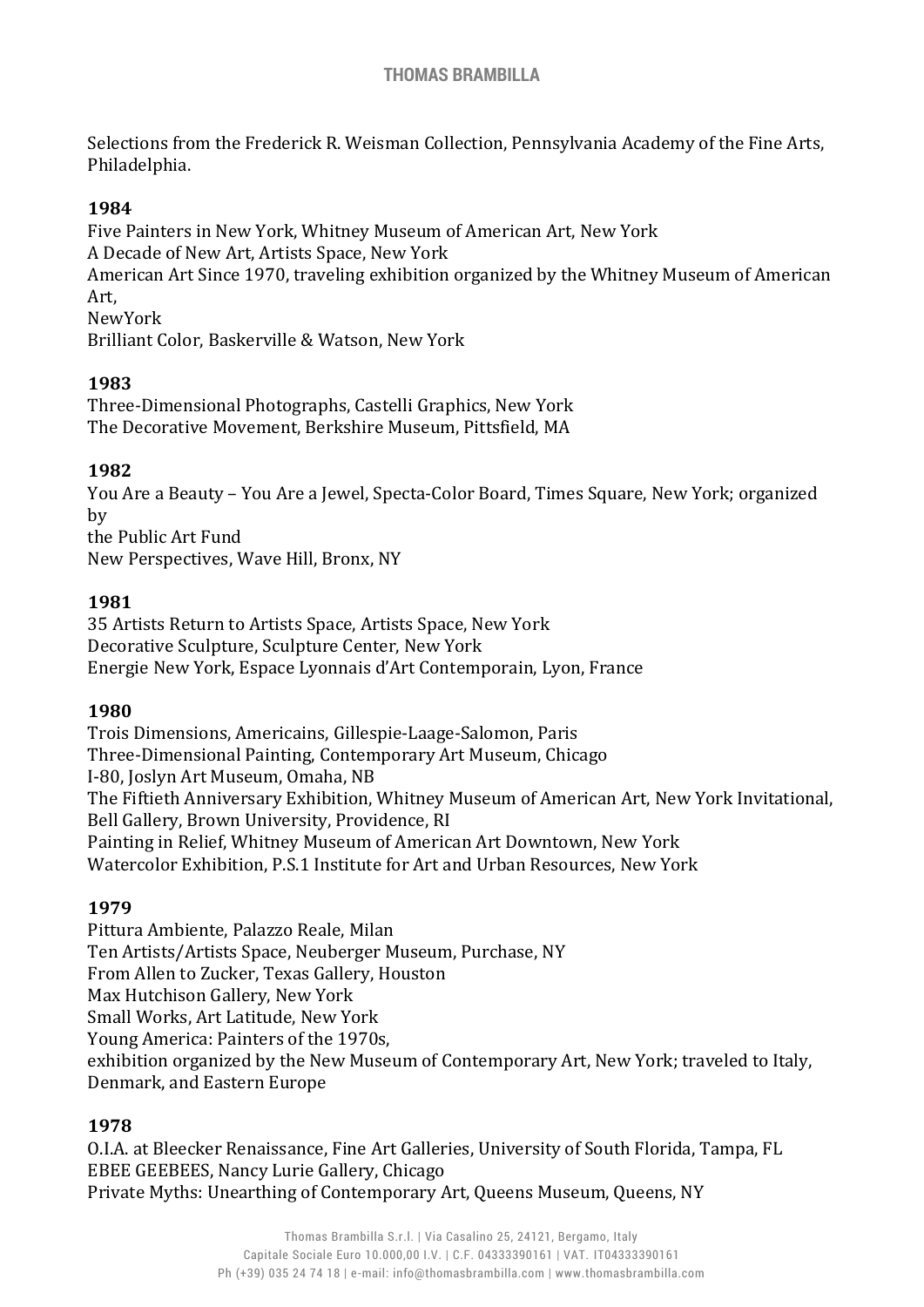Selections from the Frederick R. Weisman Collection, Pennsylvania Academy of the Fine Arts, Philadelphia.

**1984**

Five Painters in New York, Whitney Museum of American Art, New York
A Decade of New Art, Artists Space, New York
American Art Since 1970, traveling exhibition organized by the Whitney Museum of American Art,
NewYork
Brilliant Color, Baskerville & Watson, New York

**1983**

Three-Dimensional Photographs, Castelli Graphics, New York
The Decorative Movement, Berkshire Museum, Pittsfield, MA

**1982**

You Are a Beauty – You Are a Jewel, Specta-Color Board, Times Square, New York; organized by
the Public Art Fund
New Perspectives, Wave Hill, Bronx, NY

**1981**

35 Artists Return to Artists Space, Artists Space, New York
Decorative Sculpture, Sculpture Center, New York
Energie New York, Espace Lyonnais d'Art Contemporain, Lyon, France

**1980**

Trois Dimensions, Americains, Gillespie-Laage-Salomon, Paris
Three-Dimensional Painting, Contemporary Art Museum, Chicago
I-80, Joslyn Art Museum, Omaha, NB
The Fiftieth Anniversary Exhibition, Whitney Museum of American Art, New York Invitational, Bell Gallery, Brown University, Providence, RI
Painting in Relief, Whitney Museum of American Art Downtown, New York
Watercolor Exhibition, P.S.1 Institute for Art and Urban Resources, New York

**1979**

Pittura Ambiente, Palazzo Reale, Milan
Ten Artists/Artists Space, Neuberger Museum, Purchase, NY
From Allen to Zucker, Texas Gallery, Houston
Max Hutchison Gallery, New York
Small Works, Art Latitude, New York
Young America: Painters of the 1970s,
exhibition organized by the New Museum of Contemporary Art, New York; traveled to Italy, Denmark, and Eastern Europe

**1978**

O.I.A. at Bleecker Renaissance, Fine Art Galleries, University of South Florida, Tampa, FL
EBEE GEEBEES, Nancy Lurie Gallery, Chicago
Private Myths: Unearthing of Contemporary Art, Queens Museum, Queens, NY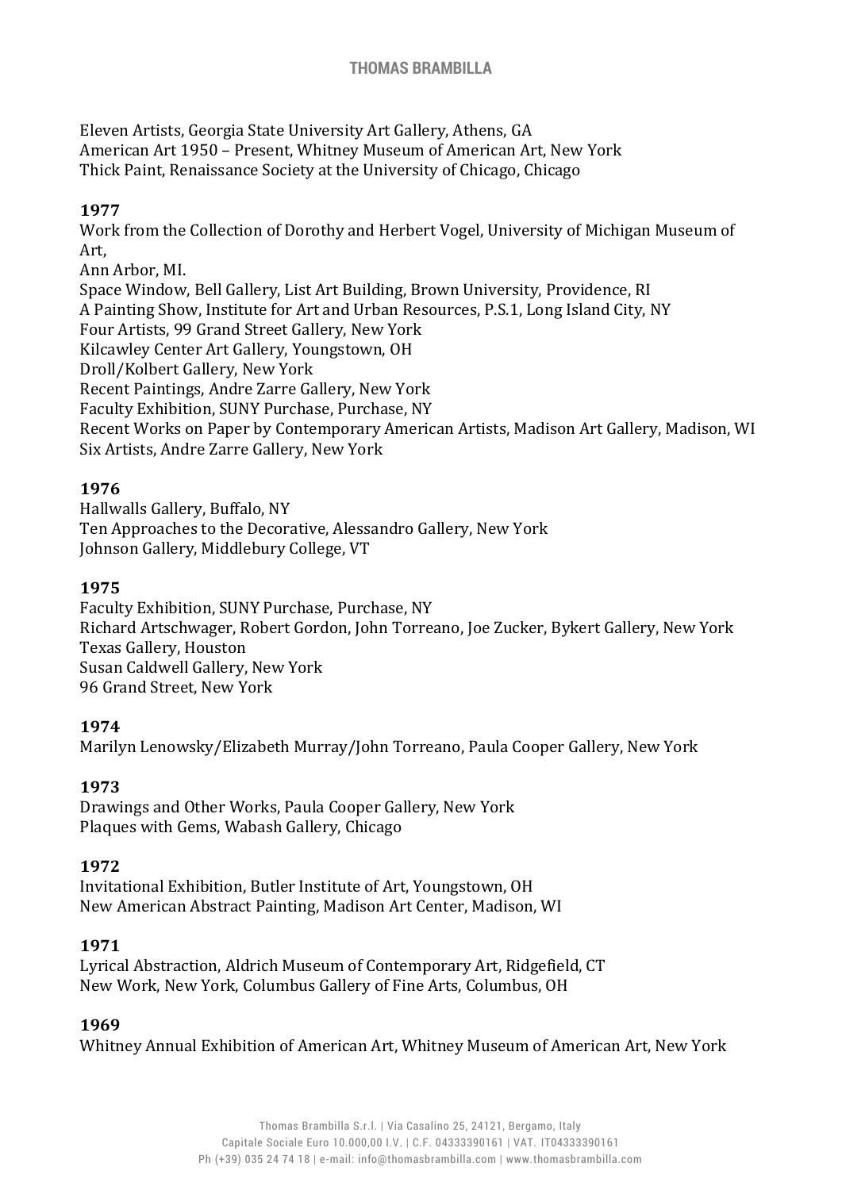Eleven Artists, Georgia State University Art Gallery, Athens, GA
American Art 1950 – Present, Whitney Museum of American Art, New York
Thick Paint, Renaissance Society at the University of Chicago, Chicago

**1977**
Work from the Collection of Dorothy and Herbert Vogel, University of Michigan Museum of Art,
Ann Arbor, MI.
Space Window, Bell Gallery, List Art Building, Brown University, Providence, RI
A Painting Show, Institute for Art and Urban Resources, P.S.1, Long Island City, NY
Four Artists, 99 Grand Street Gallery, New York
Kilcawley Center Art Gallery, Youngstown, OH
Droll/Kolbert Gallery, New York
Recent Paintings, Andre Zarre Gallery, New York
Faculty Exhibition, SUNY Purchase, Purchase, NY
Recent Works on Paper by Contemporary American Artists, Madison Art Gallery, Madison, WI
Six Artists, Andre Zarre Gallery, New York

**1976**
Hallwalls Gallery, Buffalo, NY
Ten Approaches to the Decorative, Alessandro Gallery, New York
Johnson Gallery, Middlebury College, VT

**1975**
Faculty Exhibition, SUNY Purchase, Purchase, NY
Richard Artschwager, Robert Gordon, John Torreano, Joe Zucker, Bykert Gallery, New York
Texas Gallery, Houston
Susan Caldwell Gallery, New York
96 Grand Street, New York

**1974**
Marilyn Lenowsky/Elizabeth Murray/John Torreano, Paula Cooper Gallery, New York

**1973**
Drawings and Other Works, Paula Cooper Gallery, New York
Plaques with Gems, Wabash Gallery, Chicago

**1972**
Invitational Exhibition, Butler Institute of Art, Youngstown, OH
New American Abstract Painting, Madison Art Center, Madison, WI

**1971**
Lyrical Abstraction, Aldrich Museum of Contemporary Art, Ridgefield, CT
New Work, New York, Columbus Gallery of Fine Arts, Columbus, OH

**1969**
Whitney Annual Exhibition of American Art, Whitney Museum of American Art, New York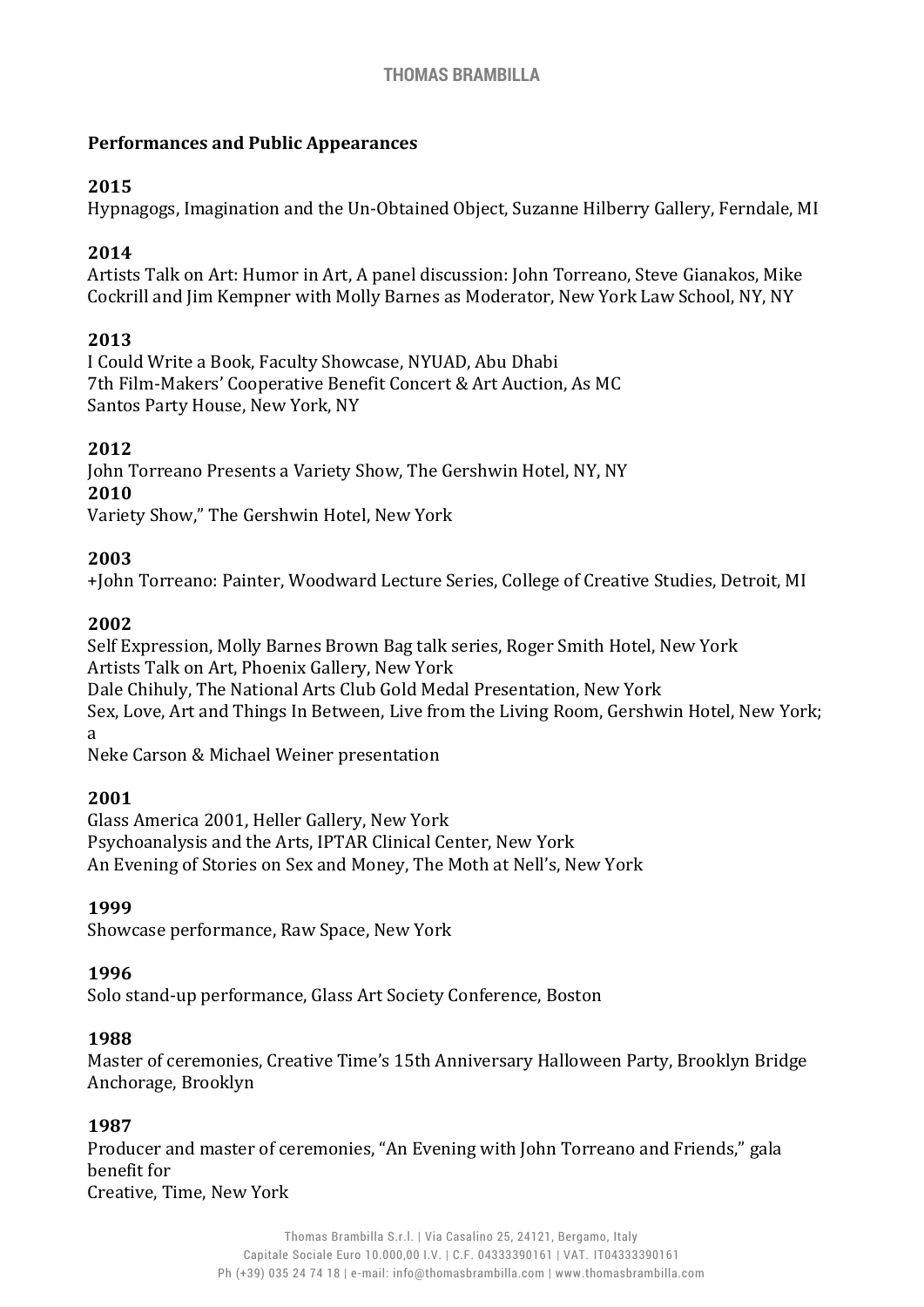## Performances and Public Appearances

**2015**

Hypnagogs, Imagination and the Un-Obtained Object, Suzanne Hilberry Gallery, Ferndale, MI

**2014**

Artists Talk on Art: Humor in Art, A panel discussion: John Torreano, Steve Gianakos, Mike Cockrill and Jim Kempner with Molly Barnes as Moderator, New York Law School, NY, NY

**2013**

I Could Write a Book, Faculty Showcase, NYUAD, Abu Dhabi
7th Film-Makers' Cooperative Benefit Concert & Art Auction, As MC
Santos Party House, New York, NY

**2012**

John Torreano Presents a Variety Show, The Gershwin Hotel, NY, NY

**2010**

Variety Show," The Gershwin Hotel, New York

**2003**

+John Torreano: Painter, Woodward Lecture Series, College of Creative Studies, Detroit, MI

**2002**

Self Expression, Molly Barnes Brown Bag talk series, Roger Smith Hotel, New York
Artists Talk on Art, Phoenix Gallery, New York
Dale Chihuly, The National Arts Club Gold Medal Presentation, New York
Sex, Love, Art and Things In Between, Live from the Living Room, Gershwin Hotel, New York; a
Neke Carson & Michael Weiner presentation

**2001**

Glass America 2001, Heller Gallery, New York
Psychoanalysis and the Arts, IPTAR Clinical Center, New York
An Evening of Stories on Sex and Money, The Moth at Nell's, New York

**1999**

Showcase performance, Raw Space, New York

**1996**

Solo stand-up performance, Glass Art Society Conference, Boston

**1988**

Master of ceremonies, Creative Time's 15th Anniversary Halloween Party, Brooklyn Bridge Anchorage, Brooklyn

**1987**

Producer and master of ceremonies, "An Evening with John Torreano and Friends," gala benefit for
Creative, Time, New York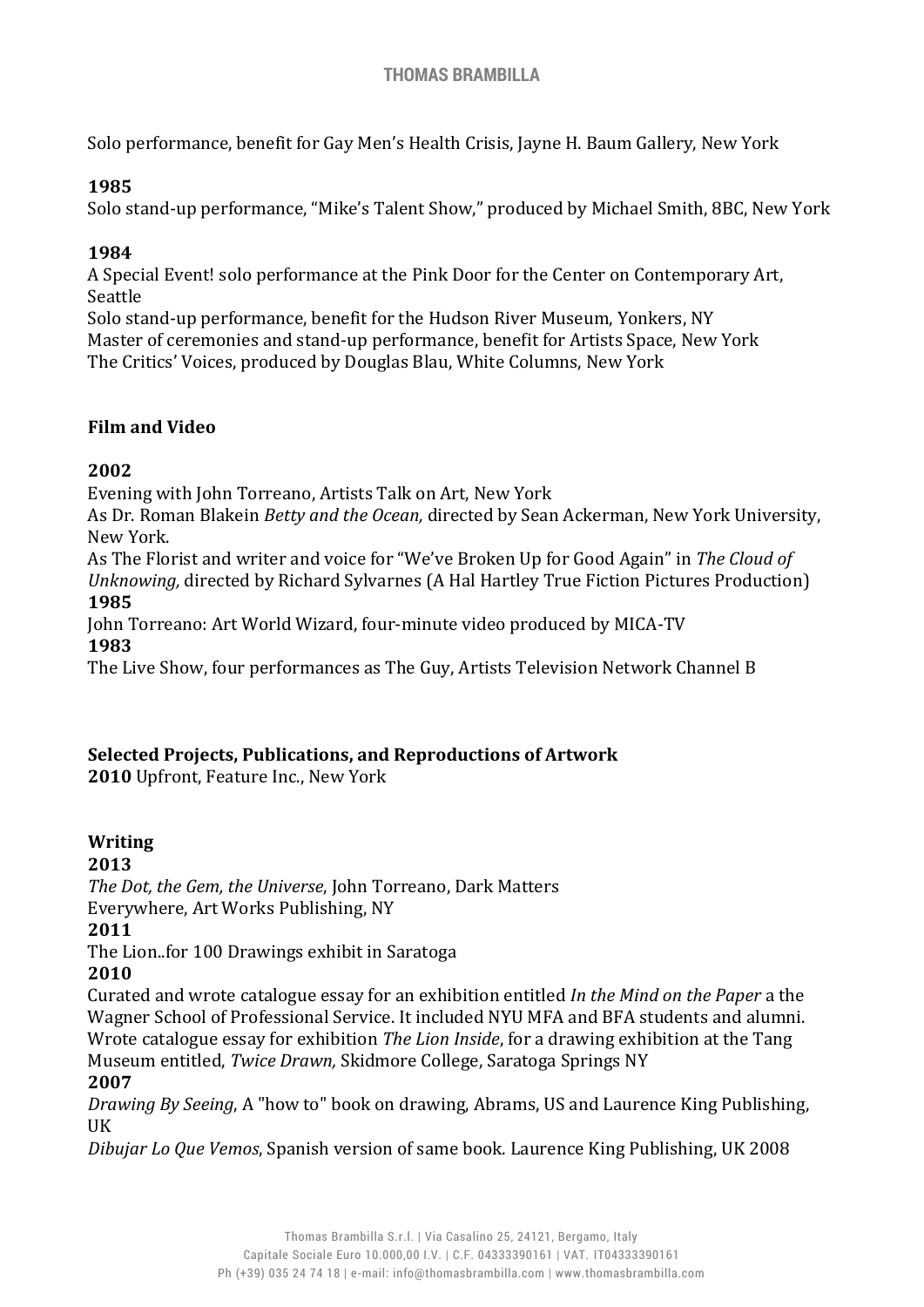Solo performance, benefit for Gay Men's Health Crisis, Jayne H. Baum Gallery, New York

**1985**
Solo stand-up performance, "Mike's Talent Show," produced by Michael Smith, 8BC, New York

**1984**
A Special Event! solo performance at the Pink Door for the Center on Contemporary Art, Seattle
Solo stand-up performance, benefit for the Hudson River Museum, Yonkers, NY
Master of ceremonies and stand-up performance, benefit for Artists Space, New York
The Critics' Voices, produced by Douglas Blau, White Columns, New York

## Film and Video

**2002**
Evening with John Torreano, Artists Talk on Art, New York
As Dr. Roman Blakein *Betty and the Ocean,* directed by Sean Ackerman, New York University, New York.
As The Florist and writer and voice for "We've Broken Up for Good Again" in *The Cloud of Unknowing,* directed by Richard Sylvarnes (A Hal Hartley True Fiction Pictures Production)
**1985**
John Torreano: Art World Wizard, four-minute video produced by MICA-TV
**1983**
The Live Show, four performances as The Guy, Artists Television Network Channel B

## Selected Projects, Publications, and Reproductions of Artwork

**2010** Upfront, Feature Inc., New York

## Writing

**2013**
*The Dot, the Gem, the Universe*, John Torreano, Dark Matters
Everywhere, Art Works Publishing, NY
**2011**
The Lion..for 100 Drawings exhibit in Saratoga
**2010**
Curated and wrote catalogue essay for an exhibition entitled *In the Mind on the Paper* a the Wagner School of Professional Service. It included NYU MFA and BFA students and alumni.
Wrote catalogue essay for exhibition *The Lion Inside*, for a drawing exhibition at the Tang Museum entitled, *Twice Drawn,* Skidmore College, Saratoga Springs NY
**2007**
*Drawing By Seeing*, A "how to" book on drawing, Abrams, US and Laurence King Publishing, UK
*Dibujar Lo Que Vemos*, Spanish version of same book. Laurence King Publishing, UK 2008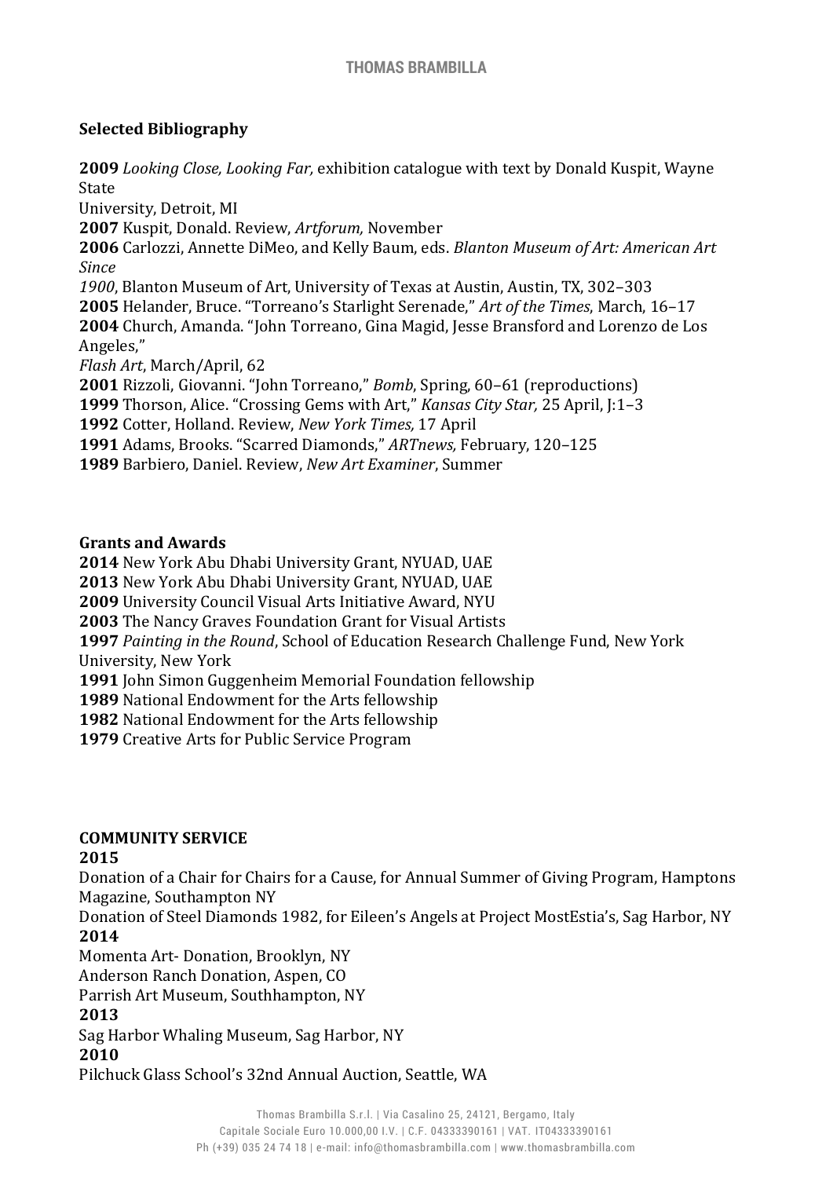## Selected Bibliography

**2009** *Looking Close, Looking Far,* exhibition catalogue with text by Donald Kuspit, Wayne State University, Detroit, MI
**2007** Kuspit, Donald. Review, *Artforum,* November
**2006** Carlozzi, Annette DiMeo, and Kelly Baum, eds. *Blanton Museum of Art: American Art Since 1900*, Blanton Museum of Art, University of Texas at Austin, Austin, TX, 302–303
**2005** Helander, Bruce. "Torreano's Starlight Serenade," *Art of the Times*, March, 16–17
**2004** Church, Amanda. "John Torreano, Gina Magid, Jesse Bransford and Lorenzo de Los Angeles," *Flash Art*, March/April, 62
**2001** Rizzoli, Giovanni. "John Torreano," *Bomb*, Spring, 60–61 (reproductions)
**1999** Thorson, Alice. "Crossing Gems with Art," *Kansas City Star,* 25 April, J:1–3
**1992** Cotter, Holland. Review, *New York Times,* 17 April
**1991** Adams, Brooks. "Scarred Diamonds," *ARTnews,* February, 120–125
**1989** Barbiero, Daniel. Review, *New Art Examiner*, Summer

## Grants and Awards

**2014** New York Abu Dhabi University Grant, NYUAD, UAE
**2013** New York Abu Dhabi University Grant, NYUAD, UAE
**2009** University Council Visual Arts Initiative Award, NYU
**2003** The Nancy Graves Foundation Grant for Visual Artists
**1997** *Painting in the Round*, School of Education Research Challenge Fund, New York University, New York
**1991** John Simon Guggenheim Memorial Foundation fellowship
**1989** National Endowment for the Arts fellowship
**1982** National Endowment for the Arts fellowship
**1979** Creative Arts for Public Service Program

## COMMUNITY SERVICE

**2015**
Donation of a Chair for Chairs for a Cause, for Annual Summer of Giving Program, Hamptons Magazine, Southampton NY
Donation of Steel Diamonds 1982, for Eileen's Angels at Project MostEstia's, Sag Harbor, NY
**2014**
Momenta Art- Donation, Brooklyn, NY
Anderson Ranch Donation, Aspen, CO
Parrish Art Museum, Southhampton, NY
**2013**
Sag Harbor Whaling Museum, Sag Harbor, NY
**2010**
Pilchuck Glass School's 32nd Annual Auction, Seattle, WA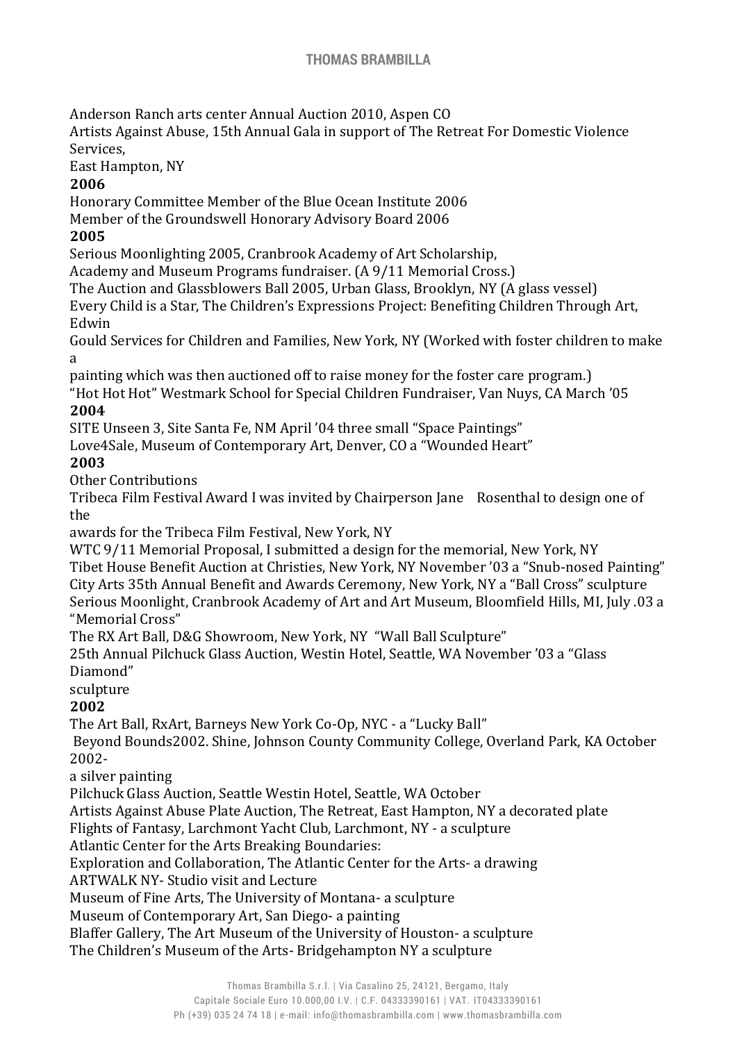Anderson Ranch arts center Annual Auction 2010, Aspen CO

Artists Against Abuse, 15th Annual Gala in support of The Retreat For Domestic Violence Services, East Hampton, NY

**2006**

Honorary Committee Member of the Blue Ocean Institute 2006

Member of the Groundswell Honorary Advisory Board 2006

**2005**

Serious Moonlighting 2005, Cranbrook Academy of Art Scholarship, Academy and Museum Programs fundraiser. (A 9/11 Memorial Cross.)

The Auction and Glassblowers Ball 2005, Urban Glass, Brooklyn, NY (A glass vessel)

Every Child is a Star, The Children's Expressions Project: Benefiting Children Through Art, Edwin Gould Services for Children and Families, New York, NY (Worked with foster children to make a painting which was then auctioned off to raise money for the foster care program.)

"Hot Hot Hot" Westmark School for Special Children Fundraiser, Van Nuys, CA March '05

**2004**

SITE Unseen 3, Site Santa Fe, NM April '04 three small "Space Paintings"

Love4Sale, Museum of Contemporary Art, Denver, CO a "Wounded Heart"

**2003**

Other Contributions

Tribeca Film Festival Award I was invited by Chairperson Jane Rosenthal to design one of the awards for the Tribeca Film Festival, New York, NY

WTC 9/11 Memorial Proposal, I submitted a design for the memorial, New York, NY

Tibet House Benefit Auction at Christies, New York, NY November '03 a "Snub-nosed Painting"

City Arts 35th Annual Benefit and Awards Ceremony, New York, NY a "Ball Cross" sculpture

Serious Moonlight, Cranbrook Academy of Art and Art Museum, Bloomfield Hills, MI, July .03 a "Memorial Cross"

The RX Art Ball, D&G Showroom, New York, NY "Wall Ball Sculpture"

25th Annual Pilchuck Glass Auction, Westin Hotel, Seattle, WA November '03 a "Glass Diamond" sculpture

**2002**

The Art Ball, RxArt, Barneys New York Co-Op, NYC - a "Lucky Ball"

Beyond Bounds2002. Shine, Johnson County Community College, Overland Park, KA October 2002- a silver painting

Pilchuck Glass Auction, Seattle Westin Hotel, Seattle, WA October

Artists Against Abuse Plate Auction, The Retreat, East Hampton, NY a decorated plate

Flights of Fantasy, Larchmont Yacht Club, Larchmont, NY - a sculpture

Atlantic Center for the Arts Breaking Boundaries:

Exploration and Collaboration, The Atlantic Center for the Arts- a drawing

ARTWALK NY- Studio visit and Lecture

Museum of Fine Arts, The University of Montana- a sculpture

Museum of Contemporary Art, San Diego- a painting

Blaffer Gallery, The Art Museum of the University of Houston- a sculpture

The Children's Museum of the Arts- Bridgehampton NY a sculpture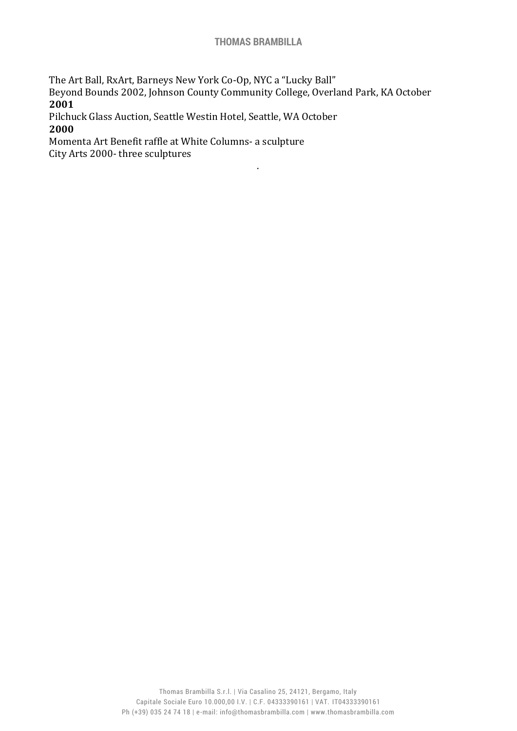The Art Ball, RxArt, Barneys New York Co-Op, NYC a "Lucky Ball"
Beyond Bounds 2002, Johnson County Community College, Overland Park, KA October

**2001**

Pilchuck Glass Auction, Seattle Westin Hotel, Seattle, WA October

**2000**

Momenta Art Benefit raffle at White Columns- a sculpture
City Arts 2000- three sculptures